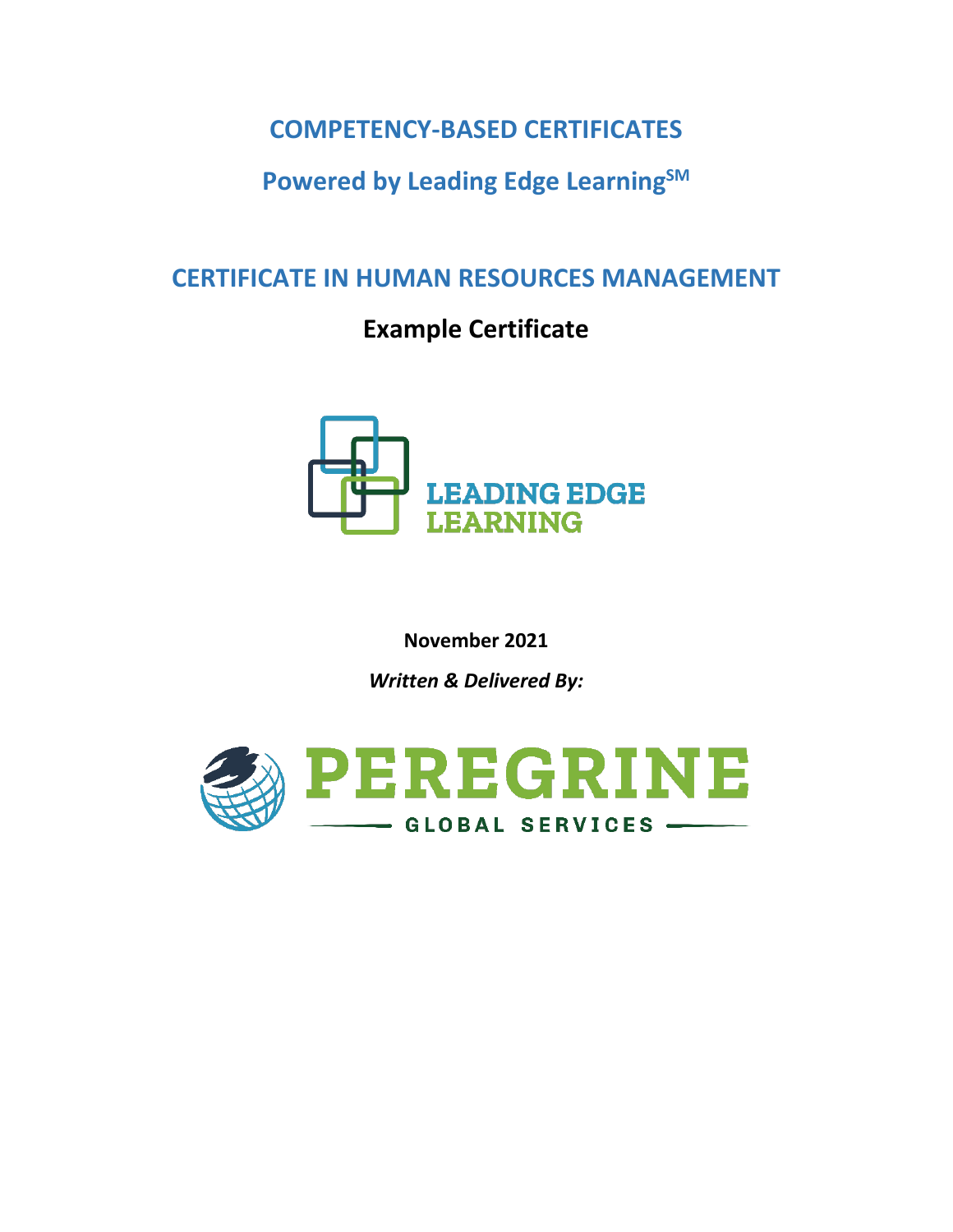# COMPETENCY-BASED CERTIFICATES

## Powered by Leading Edge Learning[SM]

# CERTIFICATE IN HUMAN RESOURCES MANAGEMENT

## Example Certificate

LEADING EDGE LEARNING

**November 2021**

***Written & Delivered By:***

PEREGRINE GLOBAL SERVICES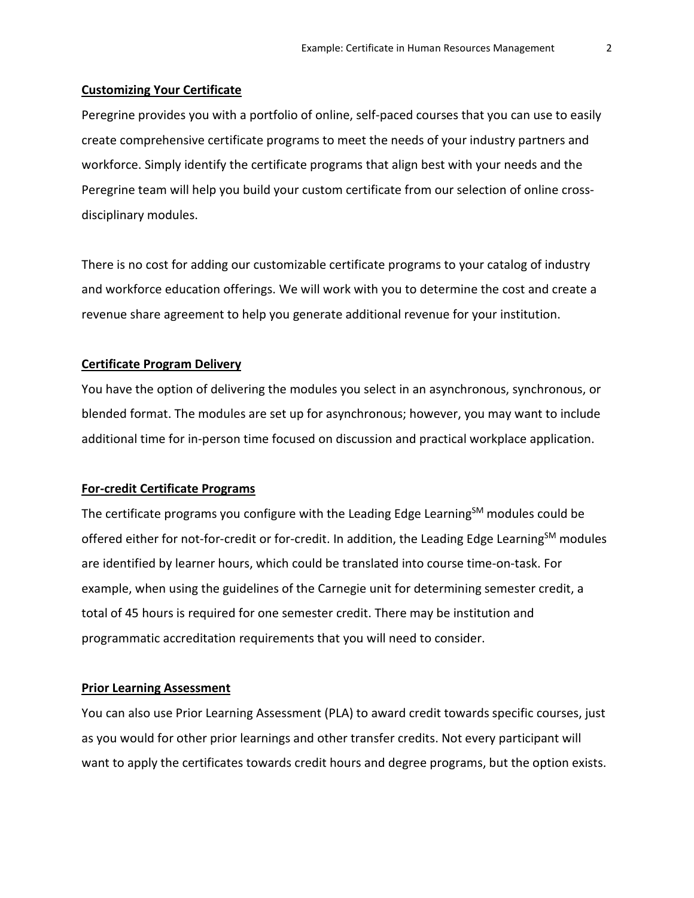## Customizing Your Certificate

Peregrine provides you with a portfolio of online, self-paced courses that you can use to easily create comprehensive certificate programs to meet the needs of your industry partners and workforce. Simply identify the certificate programs that align best with your needs and the Peregrine team will help you build your custom certificate from our selection of online cross-disciplinary modules.

There is no cost for adding our customizable certificate programs to your catalog of industry and workforce education offerings. We will work with you to determine the cost and create a revenue share agreement to help you generate additional revenue for your institution.

## Certificate Program Delivery

You have the option of delivering the modules you select in an asynchronous, synchronous, or blended format. The modules are set up for asynchronous; however, you may want to include additional time for in-person time focused on discussion and practical workplace application.

## For-credit Certificate Programs

The certificate programs you configure with the Leading Edge Learning℠ modules could be offered either for not-for-credit or for-credit. In addition, the Leading Edge Learning℠ modules are identified by learner hours, which could be translated into course time-on-task. For example, when using the guidelines of the Carnegie unit for determining semester credit, a total of 45 hours is required for one semester credit. There may be institution and programmatic accreditation requirements that you will need to consider.

## Prior Learning Assessment

You can also use Prior Learning Assessment (PLA) to award credit towards specific courses, just as you would for other prior learnings and other transfer credits. Not every participant will want to apply the certificates towards credit hours and degree programs, but the option exists.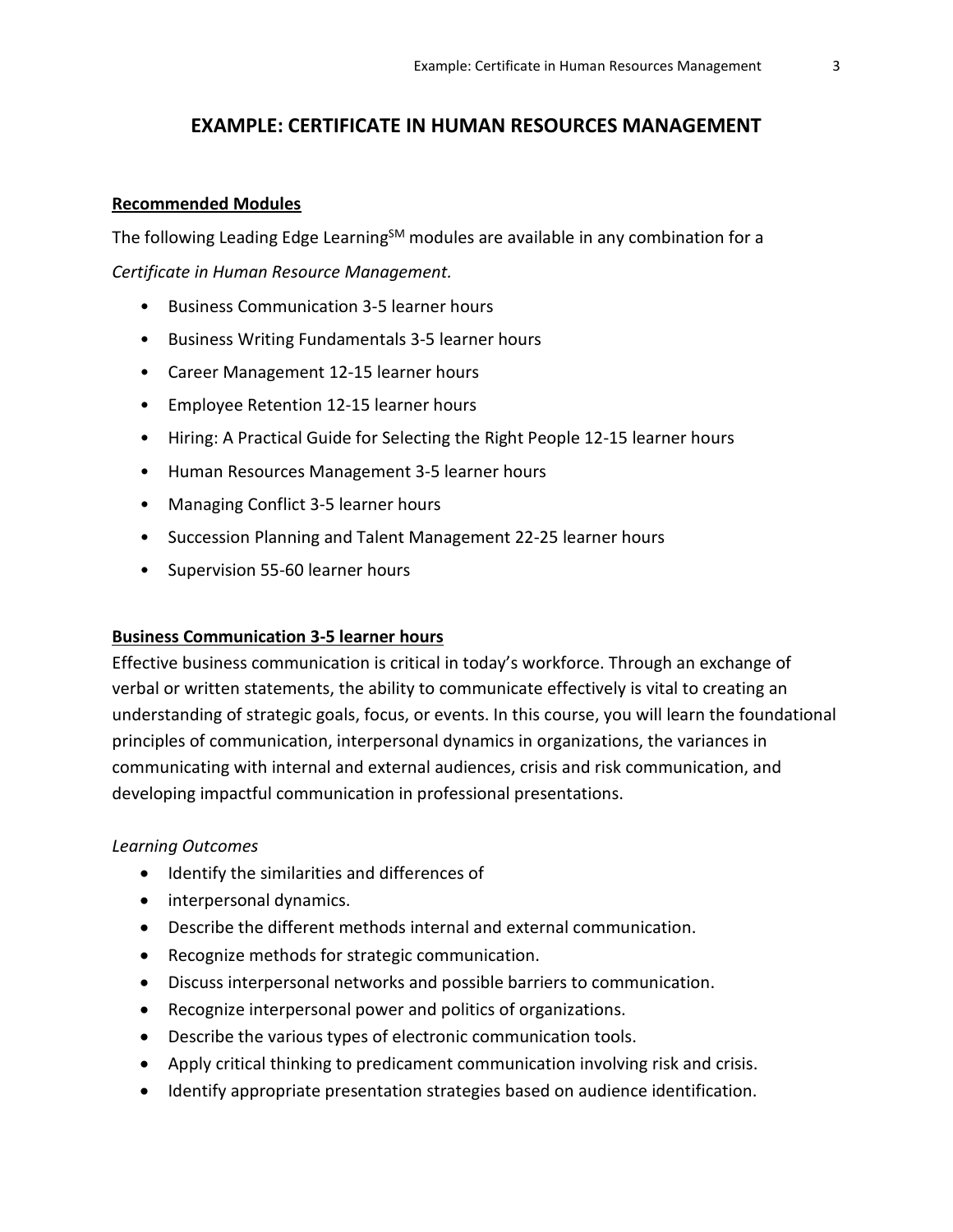# EXAMPLE: CERTIFICATE IN HUMAN RESOURCES MANAGEMENT

**Recommended Modules**

The following Leading Edge Learning[SM] modules are available in any combination for a *Certificate in Human Resource Management.*

- Business Communication 3-5 learner hours
- Business Writing Fundamentals 3-5 learner hours
- Career Management 12-15 learner hours
- Employee Retention 12-15 learner hours
- Hiring: A Practical Guide for Selecting the Right People 12-15 learner hours
- Human Resources Management 3-5 learner hours
- Managing Conflict 3-5 learner hours
- Succession Planning and Talent Management 22-25 learner hours
- Supervision 55-60 learner hours

**Business Communication 3-5 learner hours**

Effective business communication is critical in today's workforce. Through an exchange of verbal or written statements, the ability to communicate effectively is vital to creating an understanding of strategic goals, focus, or events. In this course, you will learn the foundational principles of communication, interpersonal dynamics in organizations, the variances in communicating with internal and external audiences, crisis and risk communication, and developing impactful communication in professional presentations.

*Learning Outcomes*

- Identify the similarities and differences of
- interpersonal dynamics.
- Describe the different methods internal and external communication.
- Recognize methods for strategic communication.
- Discuss interpersonal networks and possible barriers to communication.
- Recognize interpersonal power and politics of organizations.
- Describe the various types of electronic communication tools.
- Apply critical thinking to predicament communication involving risk and crisis.
- Identify appropriate presentation strategies based on audience identification.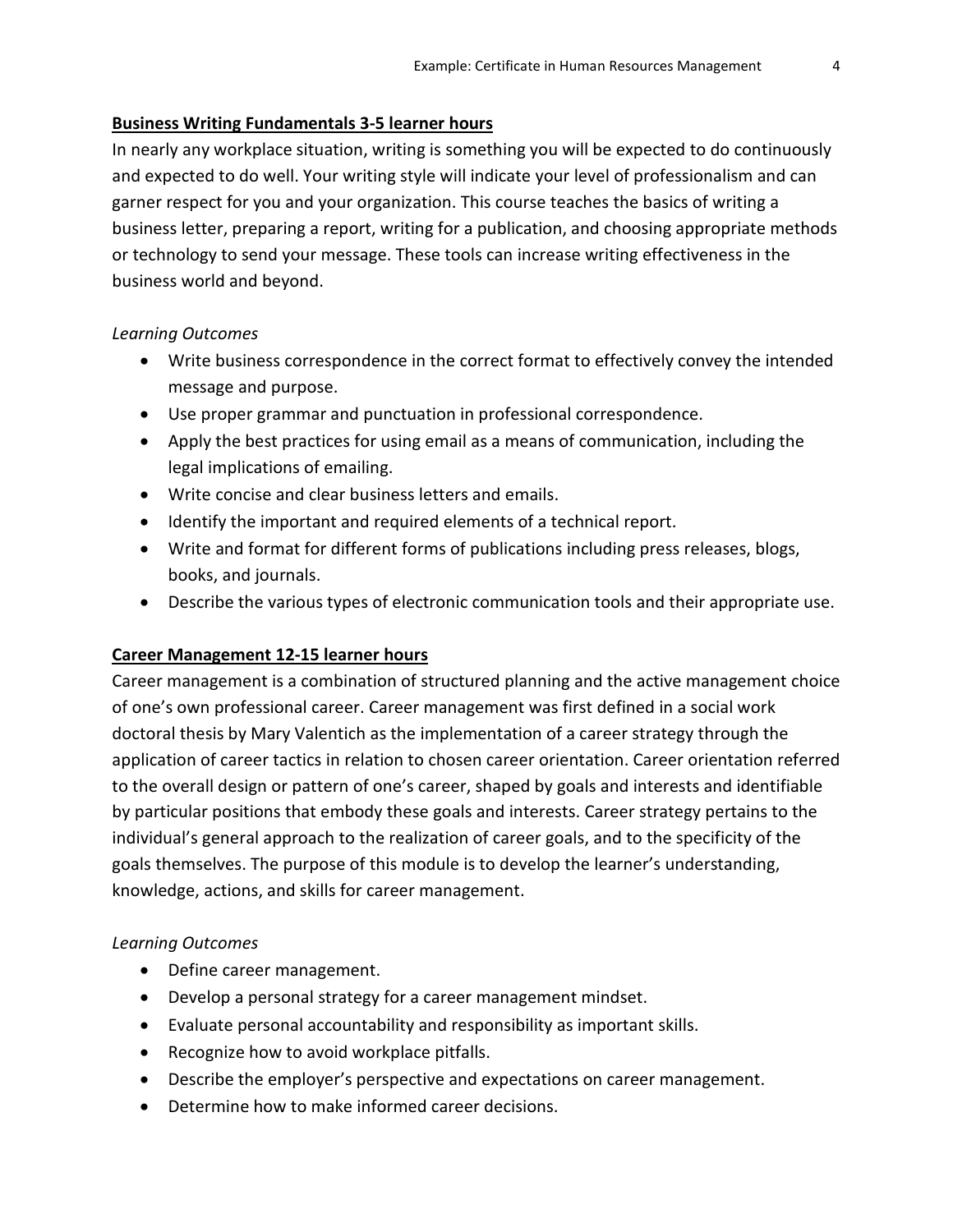**Business Writing Fundamentals 3-5 learner hours**

In nearly any workplace situation, writing is something you will be expected to do continuously and expected to do well. Your writing style will indicate your level of professionalism and can garner respect for you and your organization. This course teaches the basics of writing a business letter, preparing a report, writing for a publication, and choosing appropriate methods or technology to send your message. These tools can increase writing effectiveness in the business world and beyond.

*Learning Outcomes*

- Write business correspondence in the correct format to effectively convey the intended message and purpose.
- Use proper grammar and punctuation in professional correspondence.
- Apply the best practices for using email as a means of communication, including the legal implications of emailing.
- Write concise and clear business letters and emails.
- Identify the important and required elements of a technical report.
- Write and format for different forms of publications including press releases, blogs, books, and journals.
- Describe the various types of electronic communication tools and their appropriate use.

**Career Management 12-15 learner hours**

Career management is a combination of structured planning and the active management choice of one's own professional career. Career management was first defined in a social work doctoral thesis by Mary Valentich as the implementation of a career strategy through the application of career tactics in relation to chosen career orientation. Career orientation referred to the overall design or pattern of one's career, shaped by goals and interests and identifiable by particular positions that embody these goals and interests. Career strategy pertains to the individual's general approach to the realization of career goals, and to the specificity of the goals themselves. The purpose of this module is to develop the learner's understanding, knowledge, actions, and skills for career management.

*Learning Outcomes*

- Define career management.
- Develop a personal strategy for a career management mindset.
- Evaluate personal accountability and responsibility as important skills.
- Recognize how to avoid workplace pitfalls.
- Describe the employer's perspective and expectations on career management.
- Determine how to make informed career decisions.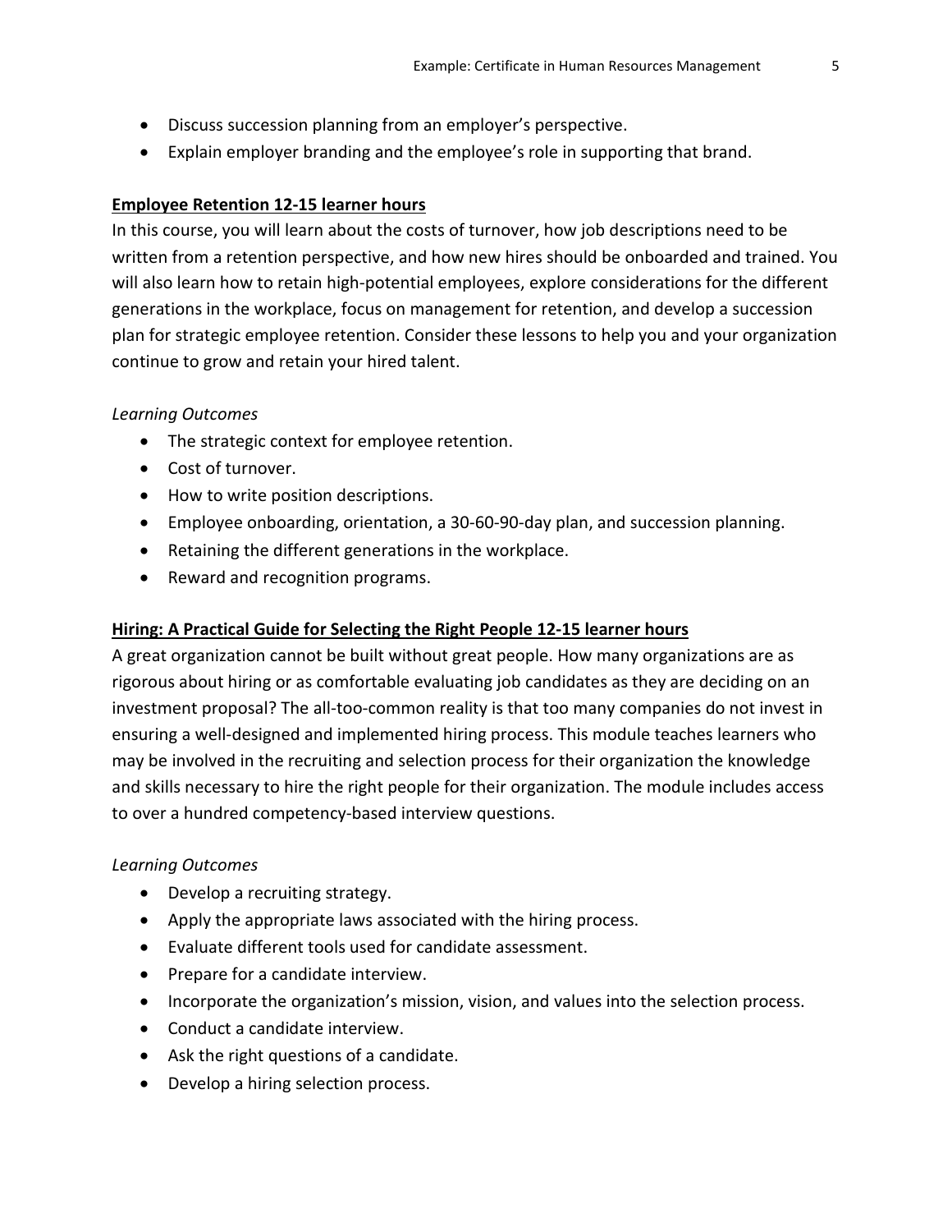- Discuss succession planning from an employer's perspective.
- Explain employer branding and the employee's role in supporting that brand.

**Employee Retention 12-15 learner hours**

In this course, you will learn about the costs of turnover, how job descriptions need to be written from a retention perspective, and how new hires should be onboarded and trained. You will also learn how to retain high-potential employees, explore considerations for the different generations in the workplace, focus on management for retention, and develop a succession plan for strategic employee retention. Consider these lessons to help you and your organization continue to grow and retain your hired talent.

*Learning Outcomes*

- The strategic context for employee retention.
- Cost of turnover.
- How to write position descriptions.
- Employee onboarding, orientation, a 30-60-90-day plan, and succession planning.
- Retaining the different generations in the workplace.
- Reward and recognition programs.

**Hiring: A Practical Guide for Selecting the Right People 12-15 learner hours**

A great organization cannot be built without great people. How many organizations are as rigorous about hiring or as comfortable evaluating job candidates as they are deciding on an investment proposal? The all-too-common reality is that too many companies do not invest in ensuring a well-designed and implemented hiring process. This module teaches learners who may be involved in the recruiting and selection process for their organization the knowledge and skills necessary to hire the right people for their organization. The module includes access to over a hundred competency-based interview questions.

*Learning Outcomes*

- Develop a recruiting strategy.
- Apply the appropriate laws associated with the hiring process.
- Evaluate different tools used for candidate assessment.
- Prepare for a candidate interview.
- Incorporate the organization's mission, vision, and values into the selection process.
- Conduct a candidate interview.
- Ask the right questions of a candidate.
- Develop a hiring selection process.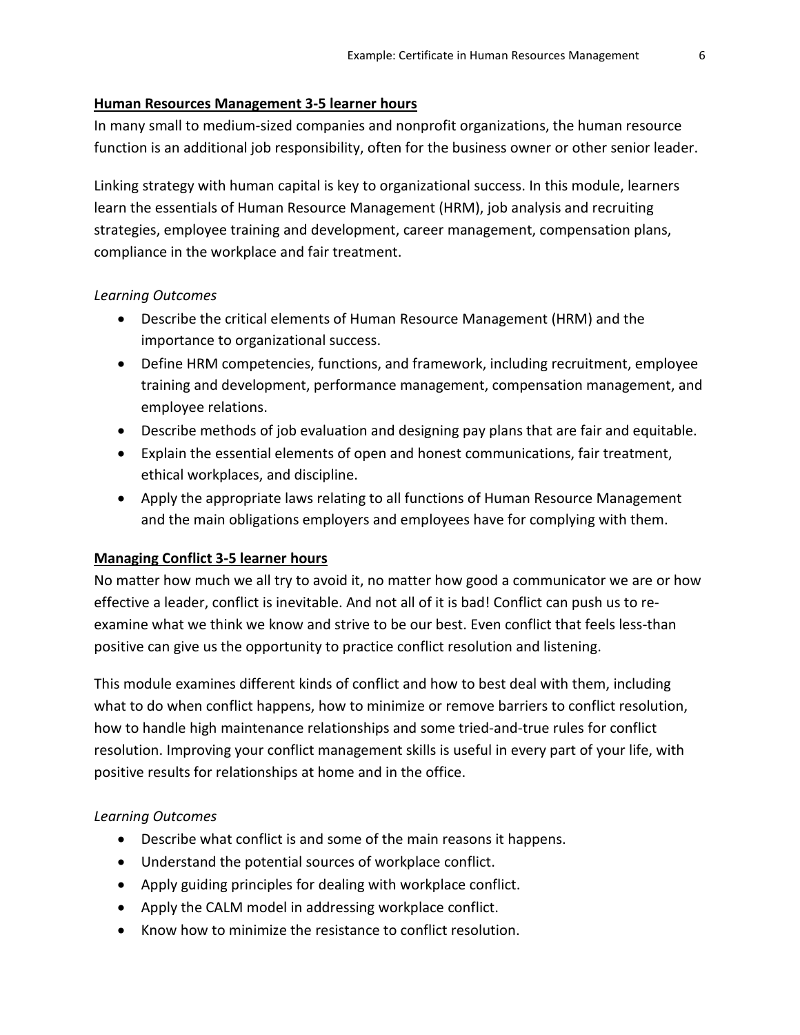## Human Resources Management 3-5 learner hours

In many small to medium-sized companies and nonprofit organizations, the human resource function is an additional job responsibility, often for the business owner or other senior leader.

Linking strategy with human capital is key to organizational success. In this module, learners learn the essentials of Human Resource Management (HRM), job analysis and recruiting strategies, employee training and development, career management, compensation plans, compliance in the workplace and fair treatment.

*Learning Outcomes*

- Describe the critical elements of Human Resource Management (HRM) and the importance to organizational success.
- Define HRM competencies, functions, and framework, including recruitment, employee training and development, performance management, compensation management, and employee relations.
- Describe methods of job evaluation and designing pay plans that are fair and equitable.
- Explain the essential elements of open and honest communications, fair treatment, ethical workplaces, and discipline.
- Apply the appropriate laws relating to all functions of Human Resource Management and the main obligations employers and employees have for complying with them.

## Managing Conflict 3-5 learner hours

No matter how much we all try to avoid it, no matter how good a communicator we are or how effective a leader, conflict is inevitable. And not all of it is bad! Conflict can push us to re-examine what we think we know and strive to be our best. Even conflict that feels less-than positive can give us the opportunity to practice conflict resolution and listening.

This module examines different kinds of conflict and how to best deal with them, including what to do when conflict happens, how to minimize or remove barriers to conflict resolution, how to handle high maintenance relationships and some tried-and-true rules for conflict resolution. Improving your conflict management skills is useful in every part of your life, with positive results for relationships at home and in the office.

*Learning Outcomes*

- Describe what conflict is and some of the main reasons it happens.
- Understand the potential sources of workplace conflict.
- Apply guiding principles for dealing with workplace conflict.
- Apply the CALM model in addressing workplace conflict.
- Know how to minimize the resistance to conflict resolution.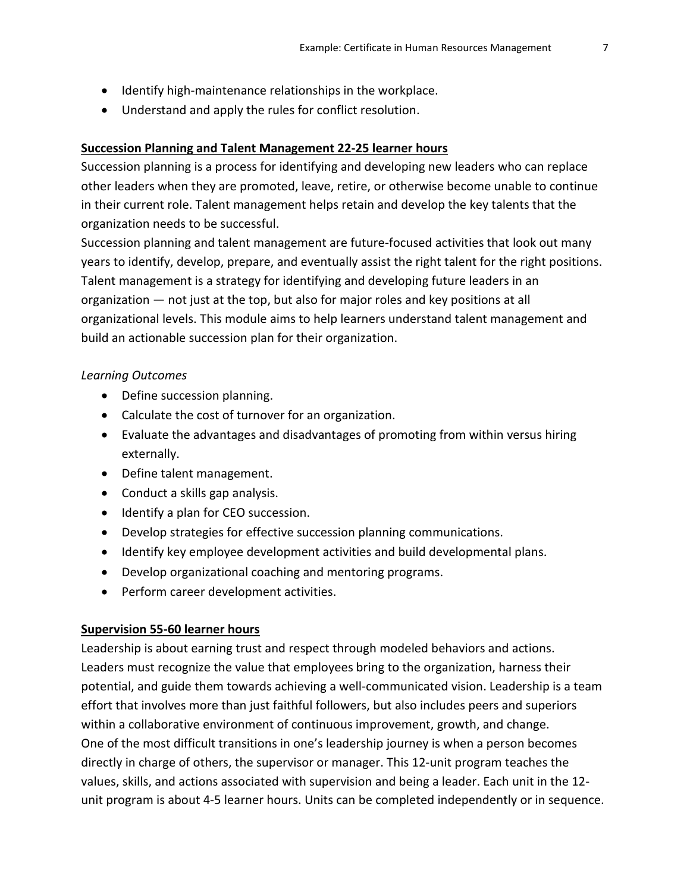- Identify high-maintenance relationships in the workplace.
- Understand and apply the rules for conflict resolution.

**Succession Planning and Talent Management 22-25 learner hours**

Succession planning is a process for identifying and developing new leaders who can replace other leaders when they are promoted, leave, retire, or otherwise become unable to continue in their current role. Talent management helps retain and develop the key talents that the organization needs to be successful.

Succession planning and talent management are future-focused activities that look out many years to identify, develop, prepare, and eventually assist the right talent for the right positions. Talent management is a strategy for identifying and developing future leaders in an organization — not just at the top, but also for major roles and key positions at all organizational levels. This module aims to help learners understand talent management and build an actionable succession plan for their organization.

*Learning Outcomes*

- Define succession planning.
- Calculate the cost of turnover for an organization.
- Evaluate the advantages and disadvantages of promoting from within versus hiring externally.
- Define talent management.
- Conduct a skills gap analysis.
- Identify a plan for CEO succession.
- Develop strategies for effective succession planning communications.
- Identify key employee development activities and build developmental plans.
- Develop organizational coaching and mentoring programs.
- Perform career development activities.

**Supervision 55-60 learner hours**

Leadership is about earning trust and respect through modeled behaviors and actions. Leaders must recognize the value that employees bring to the organization, harness their potential, and guide them towards achieving a well-communicated vision. Leadership is a team effort that involves more than just faithful followers, but also includes peers and superiors within a collaborative environment of continuous improvement, growth, and change.

One of the most difficult transitions in one's leadership journey is when a person becomes directly in charge of others, the supervisor or manager. This 12-unit program teaches the values, skills, and actions associated with supervision and being a leader. Each unit in the 12-unit program is about 4-5 learner hours. Units can be completed independently or in sequence.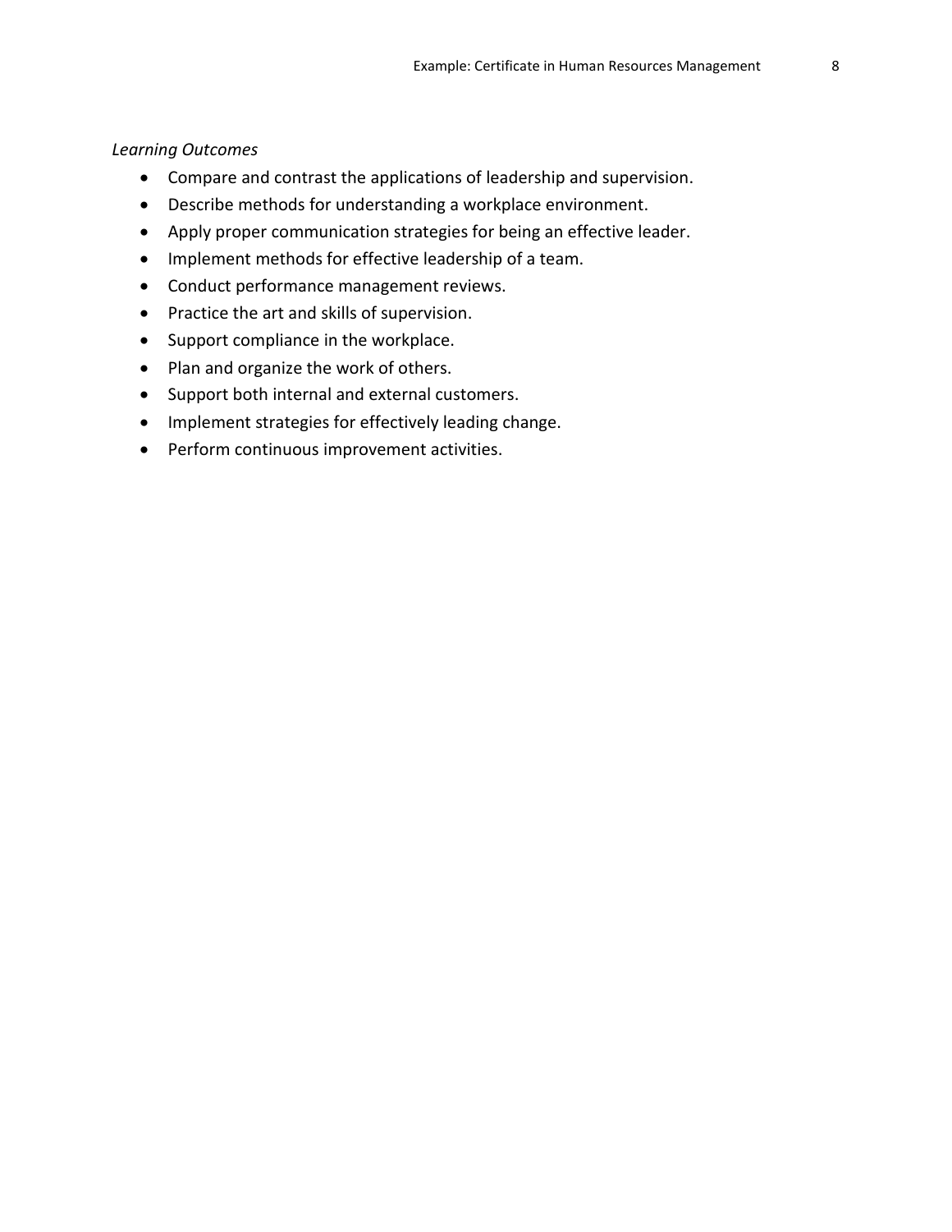*Learning Outcomes*

- Compare and contrast the applications of leadership and supervision.
- Describe methods for understanding a workplace environment.
- Apply proper communication strategies for being an effective leader.
- Implement methods for effective leadership of a team.
- Conduct performance management reviews.
- Practice the art and skills of supervision.
- Support compliance in the workplace.
- Plan and organize the work of others.
- Support both internal and external customers.
- Implement strategies for effectively leading change.
- Perform continuous improvement activities.